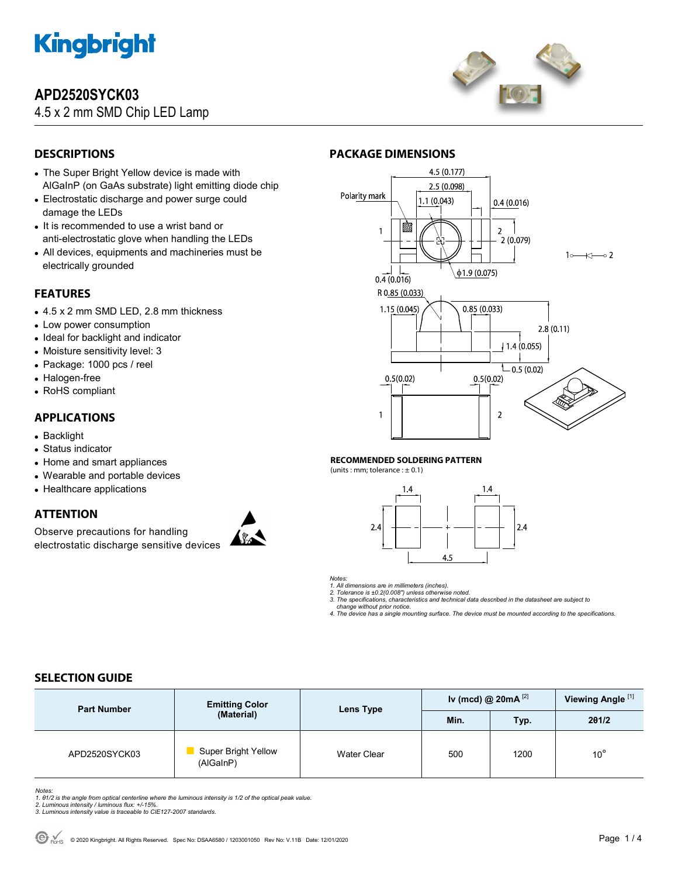# APD2520SYCK03

4.5 x 2 mm SMD Chip LED Lamp

## DESCRIPTIONS

- The Super Bright Yellow device is made with AlGaInP (on GaAs substrate) light emitting diode chip
- Electrostatic discharge and power surge could damage the LEDs
- It is recommended to use a wrist band or anti-electrostatic glove when handling the LEDs
- All devices, equipments and machineries must be electrically grounded

## FEATURES

- 4.5 x 2 mm SMD LED, 2.8 mm thickness
- Low power consumption
- Ideal for backlight and indicator
- Moisture sensitivity level: 3
- Package: 1000 pcs / reel
- Halogen-free
- RoHS compliant

## APPLICATIONS

- Backlight
- Status indicator
- Home and smart appliances
- Wearable and portable devices
- Healthcare applications

## ATTENTION

Observe precautions for handling electrostatic discharge sensitive devices

## PACKAGE DIMENSIONS

Polarity mark

4.5 (0.177), 2.5 (0.098), 1.1 (0.043), 0.4 (0.016), 2 (0.079), 0.4 (0.016), ϕ1.9 (0.075), R 0.85 (0.033), 1.15 (0.045), 0.85 (0.033), 2.8 (0.11), 1.4 (0.055), 0.5 (0.02), 0.5(0.02), 0.5(0.02)

### RECOMMENDED SOLDERING PATTERN

(units : mm; tolerance : ± 0.1)

1.4, 1.4, 2.4, 2.4, 4.5

*Notes:*
*1. All dimensions are in millimeters (inches).*
*2. Tolerance is ±0.2(0.008") unless otherwise noted.*
*3. The specifications, characteristics and technical data described in the datasheet are subject to change without prior notice.*
*4. The device has a single mounting surface. The device must be mounted according to the specifications.*

## SELECTION GUIDE

| Part Number | Emitting Color (Material) | Lens Type | Iv (mcd) @ 20mA [2] | | Viewing Angle [1] |
|---|---|---|---|---|---|
| | | | Min. | Typ. | 2θ1/2 |
| APD2520SYCK03 | Super Bright Yellow (AlGaInP) | Water Clear | 500 | 1200 | 10° |

*Notes:*
*1. θ1/2 is the angle from optical centerline where the luminous intensity is 1/2 of the optical peak value.*
*2. Luminous intensity / luminous flux: +/-15%.*
*3. Luminous intensity value is traceable to CIE127-2007 standards.*

© 2020 Kingbright. All Rights Reserved. Spec No: DSAA6580 / 1203001050 Rev No: V.11B Date: 12/01/2020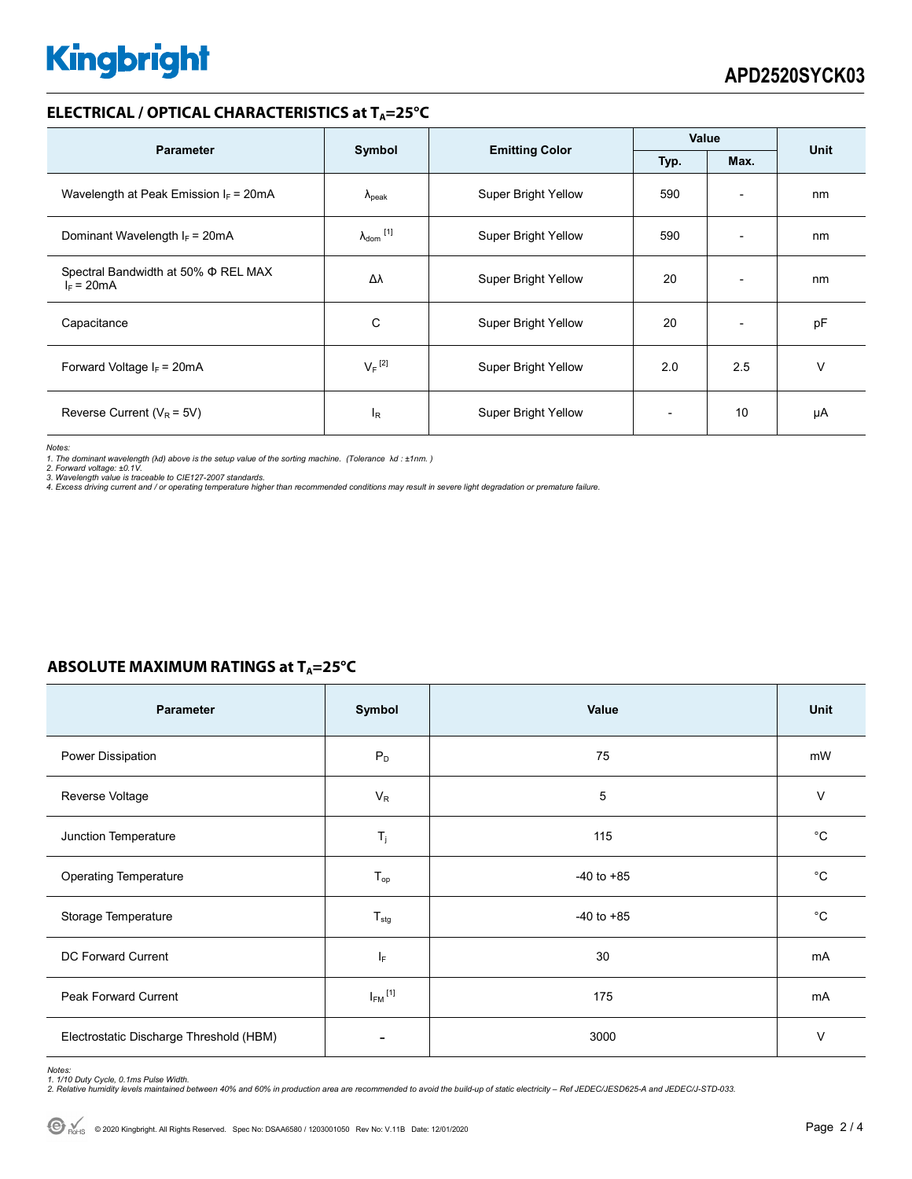## ELECTRICAL / OPTICAL CHARACTERISTICS at $T_A$=25°C

| Parameter | Symbol | Emitting Color | Value | | Unit |
|---|---|---|---|---|---|
| | | | Typ. | Max. | |
| Wavelength at Peak Emission $I_F$ = 20mA | $\lambda_{peak}$ | Super Bright Yellow | 590 | - | nm |
| Dominant Wavelength $I_F$ = 20mA | $\lambda_{dom}$ [1] | Super Bright Yellow | 590 | - | nm |
| Spectral Bandwidth at 50% Φ REL MAX $I_F$ = 20mA | Δλ | Super Bright Yellow | 20 | - | nm |
| Capacitance | C | Super Bright Yellow | 20 | - | pF |
| Forward Voltage $I_F$ = 20mA | $V_F$ [2] | Super Bright Yellow | 2.0 | 2.5 | V |
| Reverse Current ($V_R$ = 5V) | $I_R$ | Super Bright Yellow | - | 10 | µA |

*Notes:*
*1. The dominant wavelength (λd) above is the setup value of the sorting machine. (Tolerance λd : ±1nm. )*
*2. Forward voltage: ±0.1V.*
*3. Wavelength value is traceable to CIE127-2007 standards.*
*4. Excess driving current and / or operating temperature higher than recommended conditions may result in severe light degradation or premature failure.*

## ABSOLUTE MAXIMUM RATINGS at $T_A$=25°C

| Parameter | Symbol | Value | Unit |
|---|---|---|---|
| Power Dissipation | $P_D$ | 75 | mW |
| Reverse Voltage | $V_R$ | 5 | V |
| Junction Temperature | $T_j$ | 115 | °C |
| Operating Temperature | $T_{op}$ | -40 to +85 | °C |
| Storage Temperature | $T_{stg}$ | -40 to +85 | °C |
| DC Forward Current | $I_F$ | 30 | mA |
| Peak Forward Current | $I_{FM}$ [1] | 175 | mA |
| Electrostatic Discharge Threshold (HBM) | - | 3000 | V |

*Notes:*
*1. 1/10 Duty Cycle, 0.1ms Pulse Width.*
*2. Relative humidity levels maintained between 40% and 60% in production area are recommended to avoid the build-up of static electricity – Ref JEDEC/JESD625-A and JEDEC/J-STD-033.*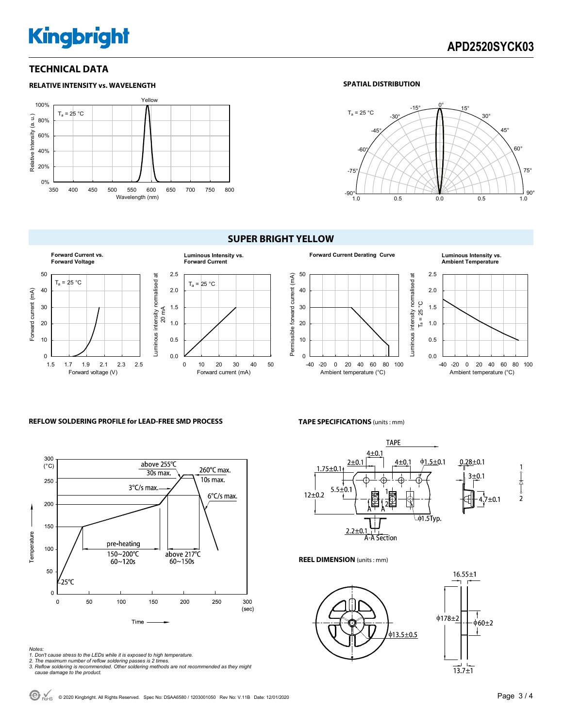## TECHNICAL DATA

### RELATIVE INTENSITY vs. WAVELENGTH

### SPATIAL DISTRIBUTION

## SUPER BRIGHT YELLOW

**Forward Current vs. Forward Voltage**

**Luminous Intensity vs. Forward Current**

**Forward Current Derating Curve**

**Luminous Intensity vs. Ambient Temperature**

### REFLOW SOLDERING PROFILE for LEAD-FREE SMD PROCESS

### TAPE SPECIFICATIONS (units : mm)

### REEL DIMENSION (units : mm)

*Notes:*
*1. Don't cause stress to the LEDs while it is exposed to high temperature.*
*2. The maximum number of reflow soldering passes is 2 times.*
*3. Reflow soldering is recommended. Other soldering methods are not recommended as they might cause damage to the product.*

© 2020 Kingbright. All Rights Reserved. Spec No: DSAA6580 / 1203001050 Rev No: V.11B Date: 12/01/2020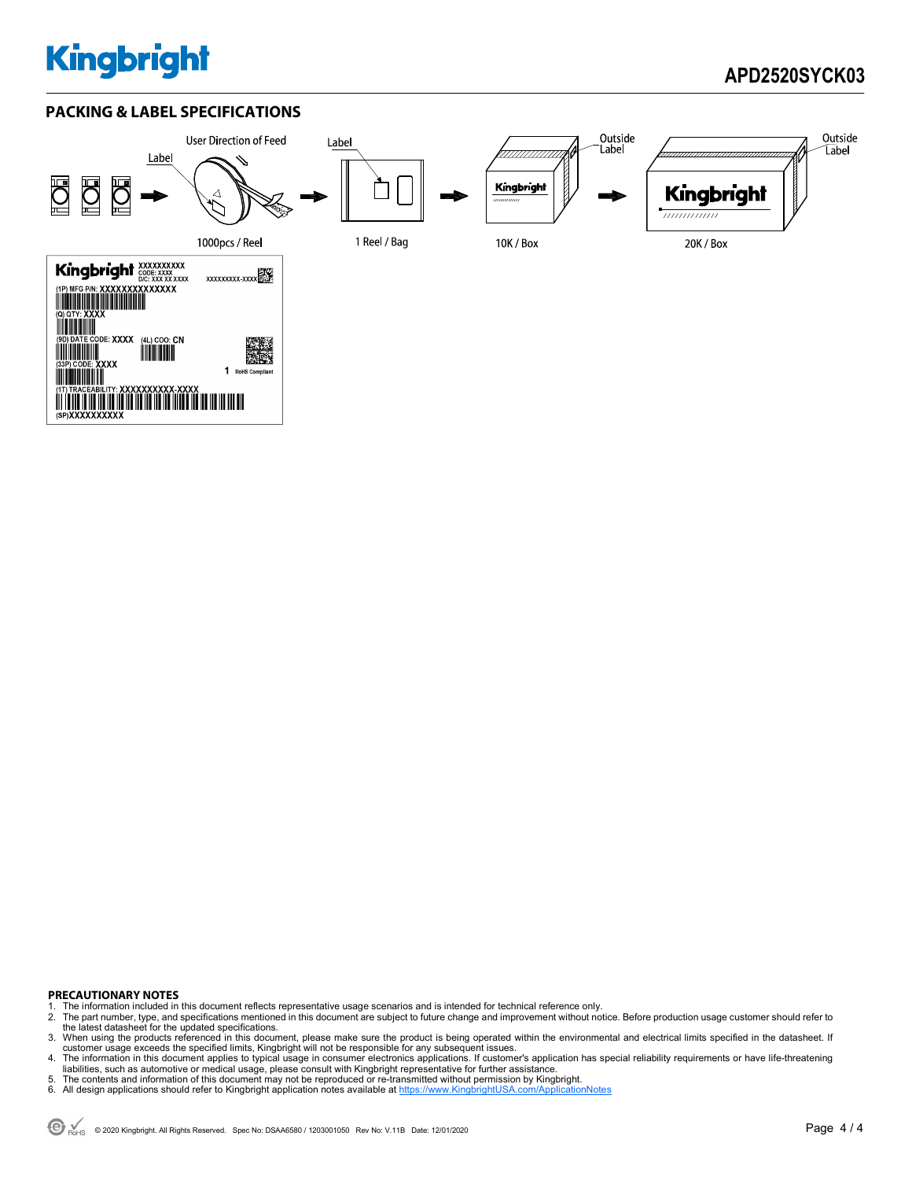## PACKING & LABEL SPECIFICATIONS

User Direction of Feed

Label

1000pcs / Reel

Label

1 Reel / Bag

Outside Label

10K / Box

Outside Label

20K / Box

Kingbright XXXXXXXXXX
CODE: XXXX
D/C: XXX XX XXXX
XXXXXXXXX-XXXX
(1P) MFG P/N: XXXXXXXXXXXXXX
(Q) QTY: XXXX
(9D) DATE CODE: XXXX (4L) COO: CN
(33P) CODE: XXXX
1 RoHS Compliant
(1T) TRACEABILITY: XXXXXXXXXX-XXXX
(SP)XXXXXXXXXX

### PRECAUTIONARY NOTES

1. The information included in this document reflects representative usage scenarios and is intended for technical reference only.
2. The part number, type, and specifications mentioned in this document are subject to future change and improvement without notice. Before production usage customer should refer to the latest datasheet for the updated specifications.
3. When using the products referenced in this document, please make sure the product is being operated within the environmental and electrical limits specified in the datasheet. If customer usage exceeds the specified limits, Kingbright will not be responsible for any subsequent issues.
4. The information in this document applies to typical usage in consumer electronics applications. If customer's application has special reliability requirements or have life-threatening liabilities, such as automotive or medical usage, please consult with Kingbright representative for further assistance.
5. The contents and information of this document may not be reproduced or re-transmitted without permission by Kingbright.
6. All design applications should refer to Kingbright application notes available at https://www.KingbrightUSA.com/ApplicationNotes

© 2020 Kingbright. All Rights Reserved. Spec No: DSAA6580 / 1203001050 Rev No: V.11B Date: 12/01/2020